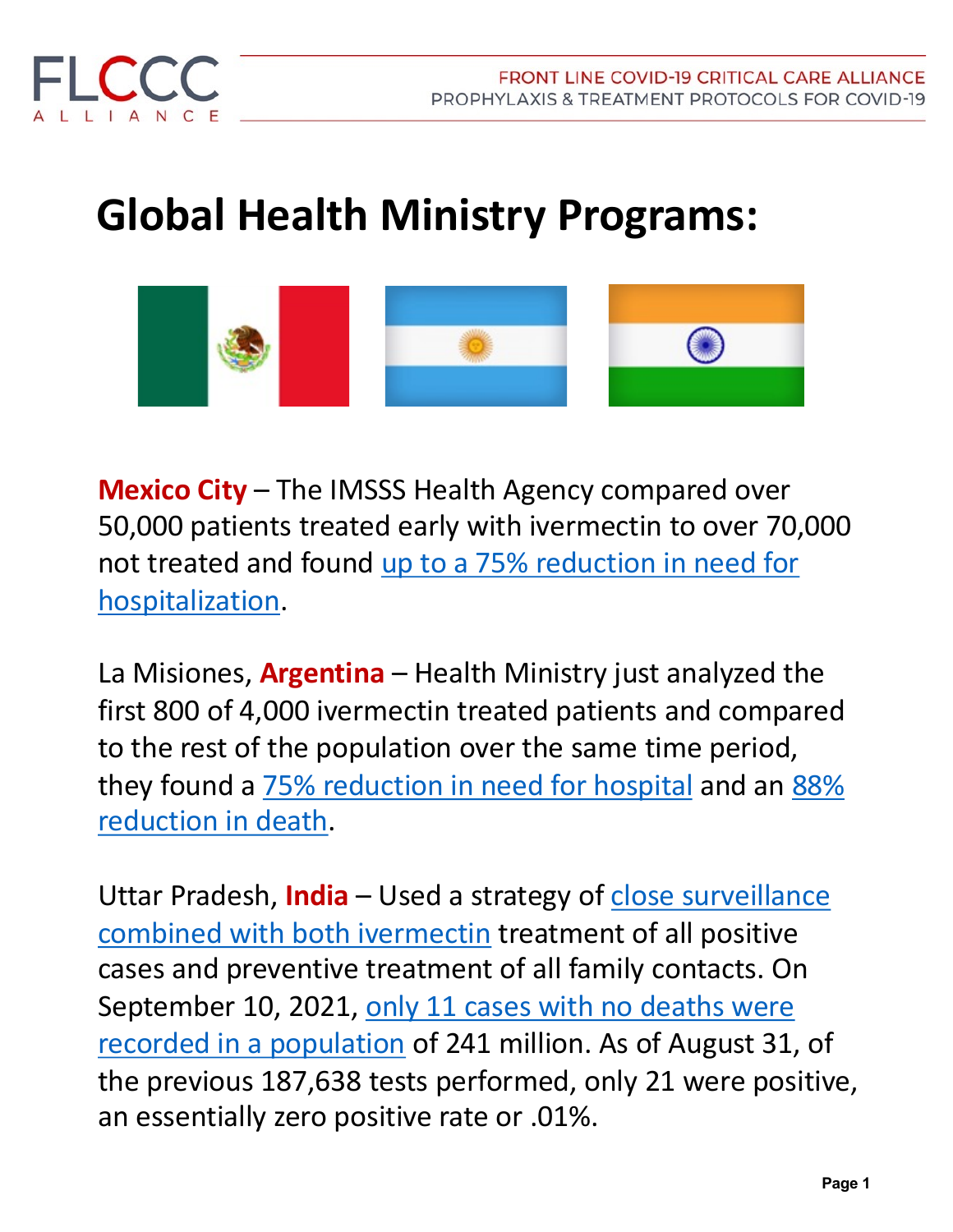# Global Health Ministry Programs:

**Mexico City** – The IMSSS Health Agency compared over 50,000 patients treated early with ivermectin to over 70,000 not treated and found up to a 75% reduction in need for hospitalization.

La Misiones, **Argentina** – Health Ministry just analyzed the first 800 of 4,000 ivermectin treated patients and compared to the rest of the population over the same time period, they found a 75% reduction in need for hospital and an 88% reduction in death.

Uttar Pradesh, **India** – Used a strategy of close surveillance combined with both ivermectin treatment of all positive cases and preventive treatment of all family contacts. On September 10, 2021, only 11 cases with no deaths were recorded in a population of 241 million. As of August 31, of the previous 187,638 tests performed, only 21 were positive, an essentially zero positive rate or .01%.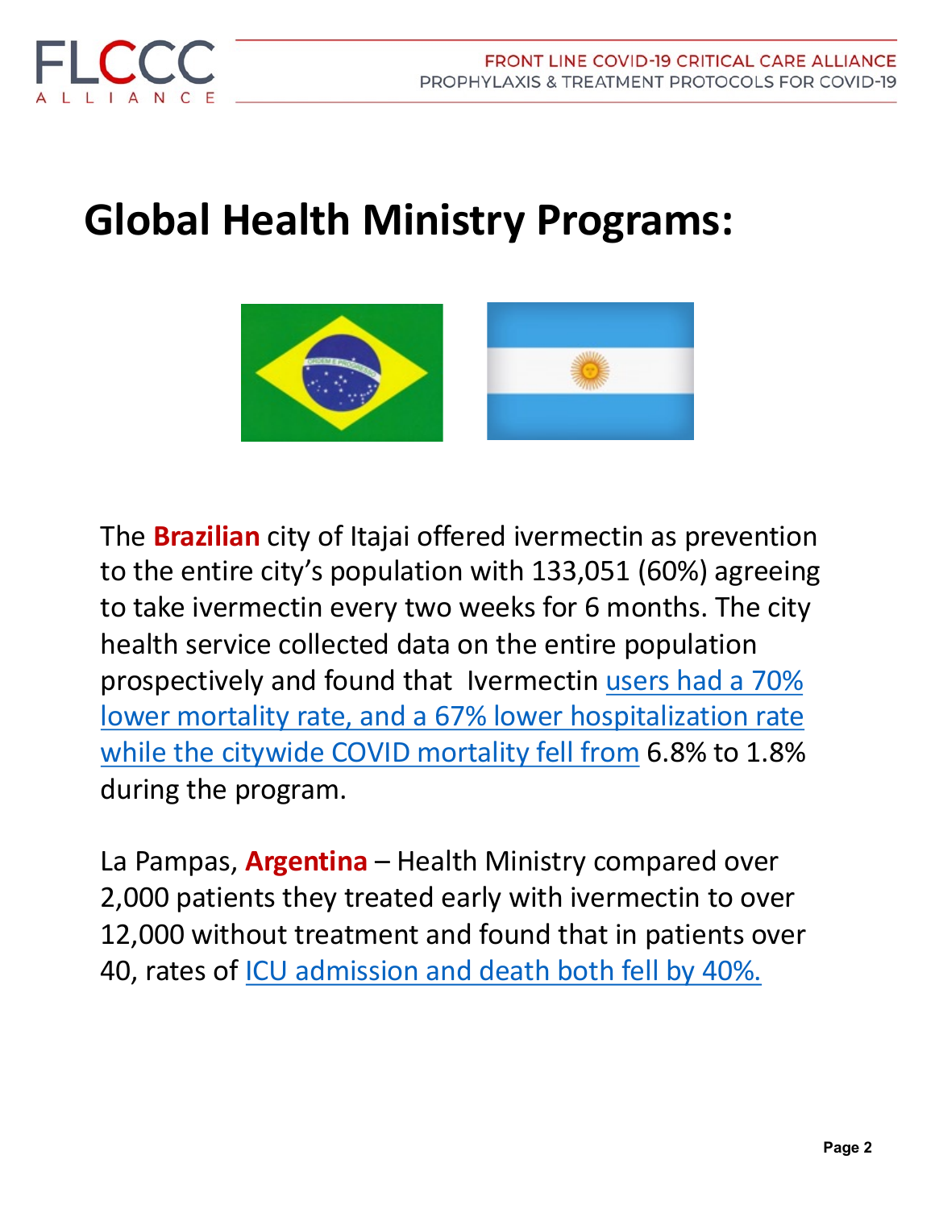# Global Health Ministry Programs:

The **Brazilian** city of Itajai offered ivermectin as prevention to the entire city's population with 133,051 (60%) agreeing to take ivermectin every two weeks for 6 months. The city health service collected data on the entire population prospectively and found that Ivermectin users had a 70% lower mortality rate, and a 67% lower hospitalization rate while the citywide COVID mortality fell from 6.8% to 1.8% during the program.

La Pampas, **Argentina** – Health Ministry compared over 2,000 patients they treated early with ivermectin to over 12,000 without treatment and found that in patients over 40, rates of ICU admission and death both fell by 40%.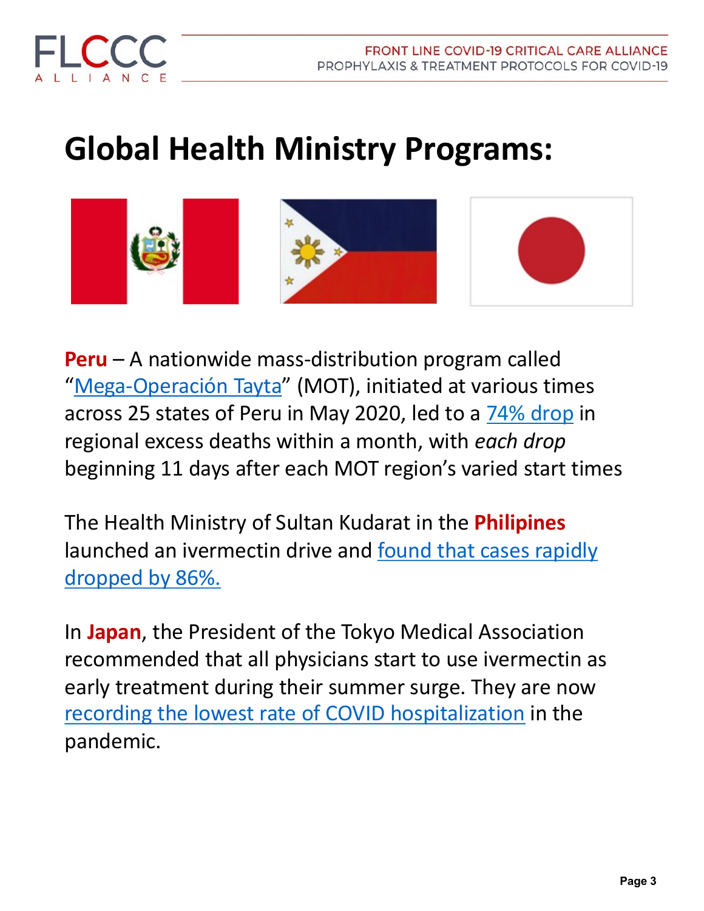# Global Health Ministry Programs:

**Peru** – A nationwide mass-distribution program called "Mega-Operación Tayta" (MOT), initiated at various times across 25 states of Peru in May 2020, led to a 74% drop in regional excess deaths within a month, with *each drop* beginning 11 days after each MOT region's varied start times

The Health Ministry of Sultan Kudarat in the **Philipines** launched an ivermectin drive and found that cases rapidly dropped by 86%.

In **Japan**, the President of the Tokyo Medical Association recommended that all physicians start to use ivermectin as early treatment during their summer surge. They are now recording the lowest rate of COVID hospitalization in the pandemic.